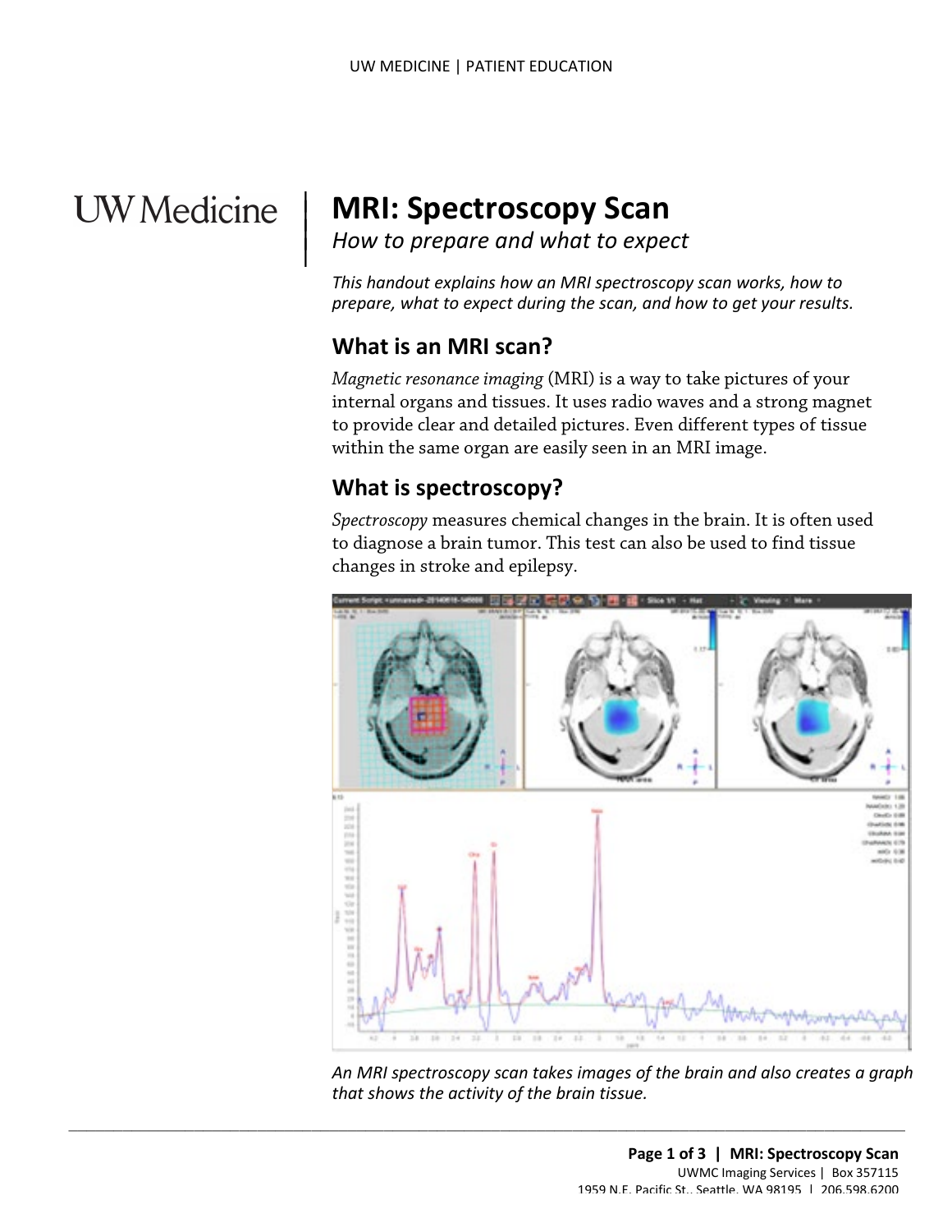# MRI: Spectroscopy Scan

*How to prepare and what to expect*

*This handout explains how an MRI spectroscopy scan works, how to prepare, what to expect during the scan, and how to get your results.*

## What is an MRI scan?

*Magnetic resonance imaging* (MRI) is a way to take pictures of your internal organs and tissues. It uses radio waves and a strong magnet to provide clear and detailed pictures. Even different types of tissue within the same organ are easily seen in an MRI image.

## What is spectroscopy?

*Spectroscopy* measures chemical changes in the brain. It is often used to diagnose a brain tumor. This test can also be used to find tissue changes in stroke and epilepsy.

*An MRI spectroscopy scan takes images of the brain and also creates a graph that shows the activity of the brain tissue.*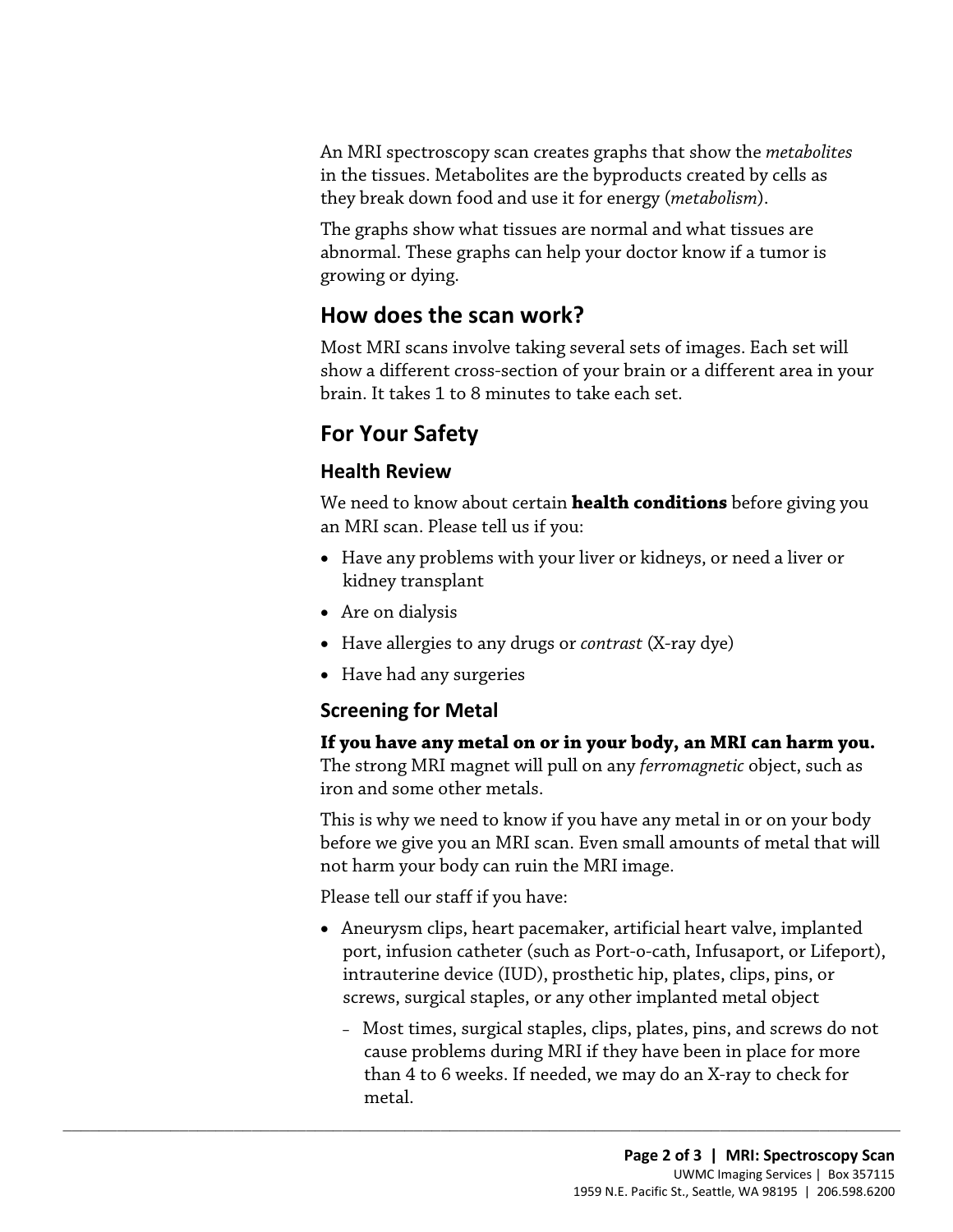An MRI spectroscopy scan creates graphs that show the *metabolites* in the tissues. Metabolites are the byproducts created by cells as they break down food and use it for energy (*metabolism*).

The graphs show what tissues are normal and what tissues are abnormal. These graphs can help your doctor know if a tumor is growing or dying.

## How does the scan work?

Most MRI scans involve taking several sets of images. Each set will show a different cross-section of your brain or a different area in your brain. It takes 1 to 8 minutes to take each set.

## For Your Safety

### Health Review

We need to know about certain **health conditions** before giving you an MRI scan. Please tell us if you:

- Have any problems with your liver or kidneys, or need a liver or kidney transplant
- Are on dialysis
- Have allergies to any drugs or *contrast* (X-ray dye)
- Have had any surgeries

### Screening for Metal

**If you have any metal on or in your body, an MRI can harm you.** The strong MRI magnet will pull on any *ferromagnetic* object, such as iron and some other metals.

This is why we need to know if you have any metal in or on your body before we give you an MRI scan. Even small amounts of metal that will not harm your body can ruin the MRI image.

Please tell our staff if you have:

- Aneurysm clips, heart pacemaker, artificial heart valve, implanted port, infusion catheter (such as Port-o-cath, Infusaport, or Lifeport), intrauterine device (IUD), prosthetic hip, plates, clips, pins, or screws, surgical staples, or any other implanted metal object
  - Most times, surgical staples, clips, plates, pins, and screws do not cause problems during MRI if they have been in place for more than 4 to 6 weeks. If needed, we may do an X-ray to check for metal.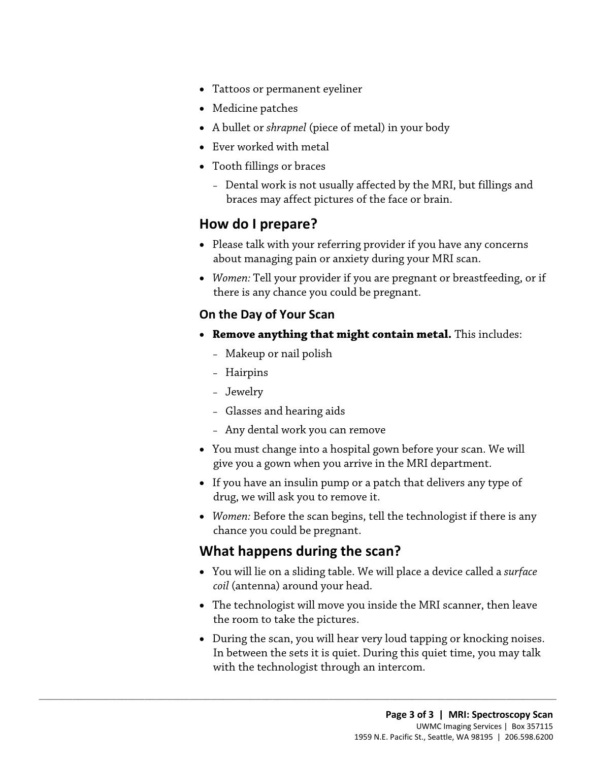- Tattoos or permanent eyeliner
- Medicine patches
- A bullet or *shrapnel* (piece of metal) in your body
- Ever worked with metal
- Tooth fillings or braces
  - Dental work is not usually affected by the MRI, but fillings and braces may affect pictures of the face or brain.

## How do I prepare?

- Please talk with your referring provider if you have any concerns about managing pain or anxiety during your MRI scan.
- *Women:* Tell your provider if you are pregnant or breastfeeding, or if there is any chance you could be pregnant.

### On the Day of Your Scan

- **Remove anything that might contain metal.** This includes:
  - Makeup or nail polish
  - Hairpins
  - Jewelry
  - Glasses and hearing aids
  - Any dental work you can remove
- You must change into a hospital gown before your scan. We will give you a gown when you arrive in the MRI department.
- If you have an insulin pump or a patch that delivers any type of drug, we will ask you to remove it.
- *Women:* Before the scan begins, tell the technologist if there is any chance you could be pregnant.

## What happens during the scan?

- You will lie on a sliding table. We will place a device called a *surface coil* (antenna) around your head.
- The technologist will move you inside the MRI scanner, then leave the room to take the pictures.
- During the scan, you will hear very loud tapping or knocking noises. In between the sets it is quiet. During this quiet time, you may talk with the technologist through an intercom.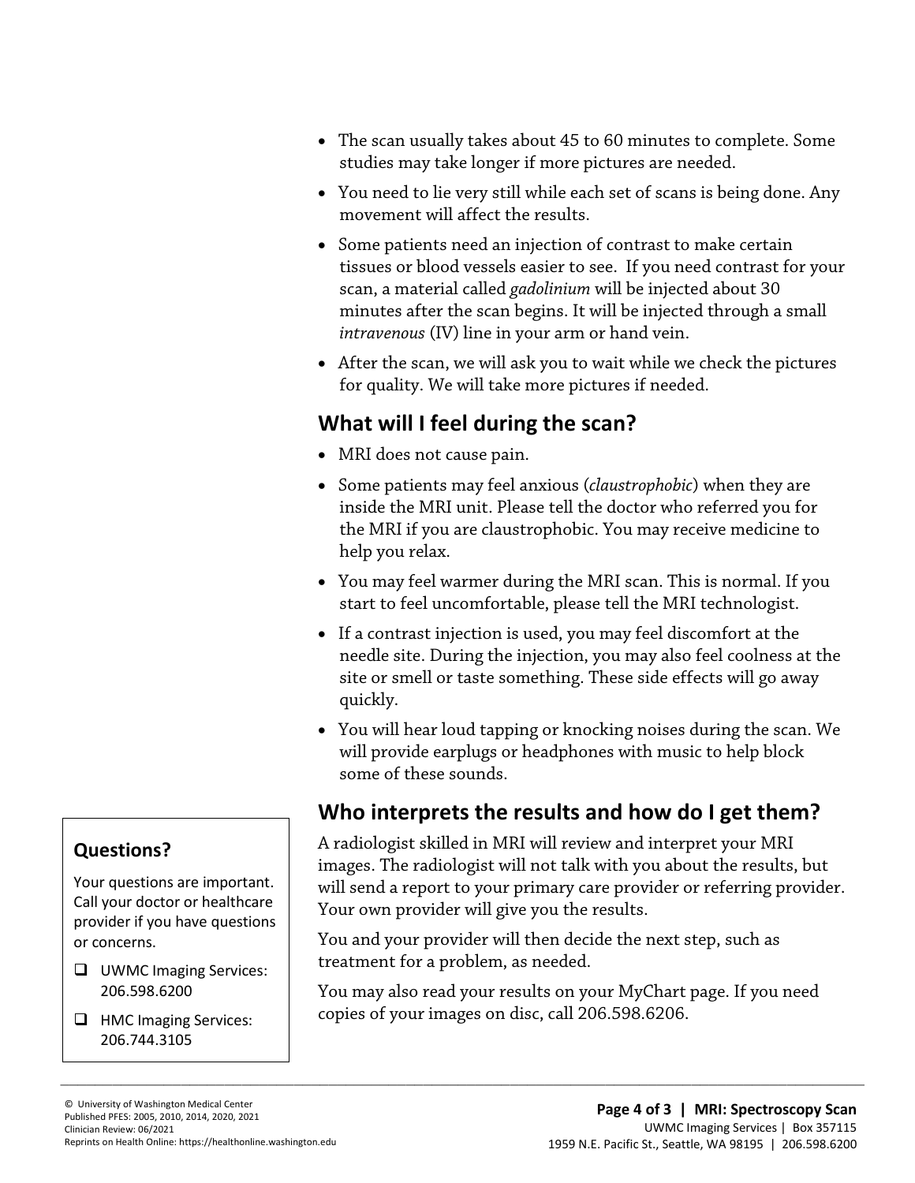- The scan usually takes about 45 to 60 minutes to complete. Some studies may take longer if more pictures are needed.
- You need to lie very still while each set of scans is being done. Any movement will affect the results.
- Some patients need an injection of contrast to make certain tissues or blood vessels easier to see. If you need contrast for your scan, a material called *gadolinium* will be injected about 30 minutes after the scan begins. It will be injected through a small *intravenous* (IV) line in your arm or hand vein.
- After the scan, we will ask you to wait while we check the pictures for quality. We will take more pictures if needed.

## What will I feel during the scan?

- MRI does not cause pain.
- Some patients may feel anxious (*claustrophobic*) when they are inside the MRI unit. Please tell the doctor who referred you for the MRI if you are claustrophobic. You may receive medicine to help you relax.
- You may feel warmer during the MRI scan. This is normal. If you start to feel uncomfortable, please tell the MRI technologist.
- If a contrast injection is used, you may feel discomfort at the needle site. During the injection, you may also feel coolness at the site or smell or taste something. These side effects will go away quickly.
- You will hear loud tapping or knocking noises during the scan. We will provide earplugs or headphones with music to help block some of these sounds.

## Who interprets the results and how do I get them?

A radiologist skilled in MRI will review and interpret your MRI images. The radiologist will not talk with you about the results, but will send a report to your primary care provider or referring provider. Your own provider will give you the results.

You and your provider will then decide the next step, such as treatment for a problem, as needed.

You may also read your results on your MyChart page. If you need copies of your images on disc, call 206.598.6206.

### Questions?

Your questions are important. Call your doctor or healthcare provider if you have questions or concerns.

- ❑ UWMC Imaging Services: 206.598.6200
- ❑ HMC Imaging Services: 206.744.3105

© University of Washington Medical Center
Published PFES: 2005, 2010, 2014, 2020, 2021
Clinician Review: 06/2021
Reprints on Health Online: https://healthonline.washington.edu

**MRI: Spectroscopy Scan**
UWMC Imaging Services | Box 357115
1959 N.E. Pacific St., Seattle, WA 98195 | 206.598.6200